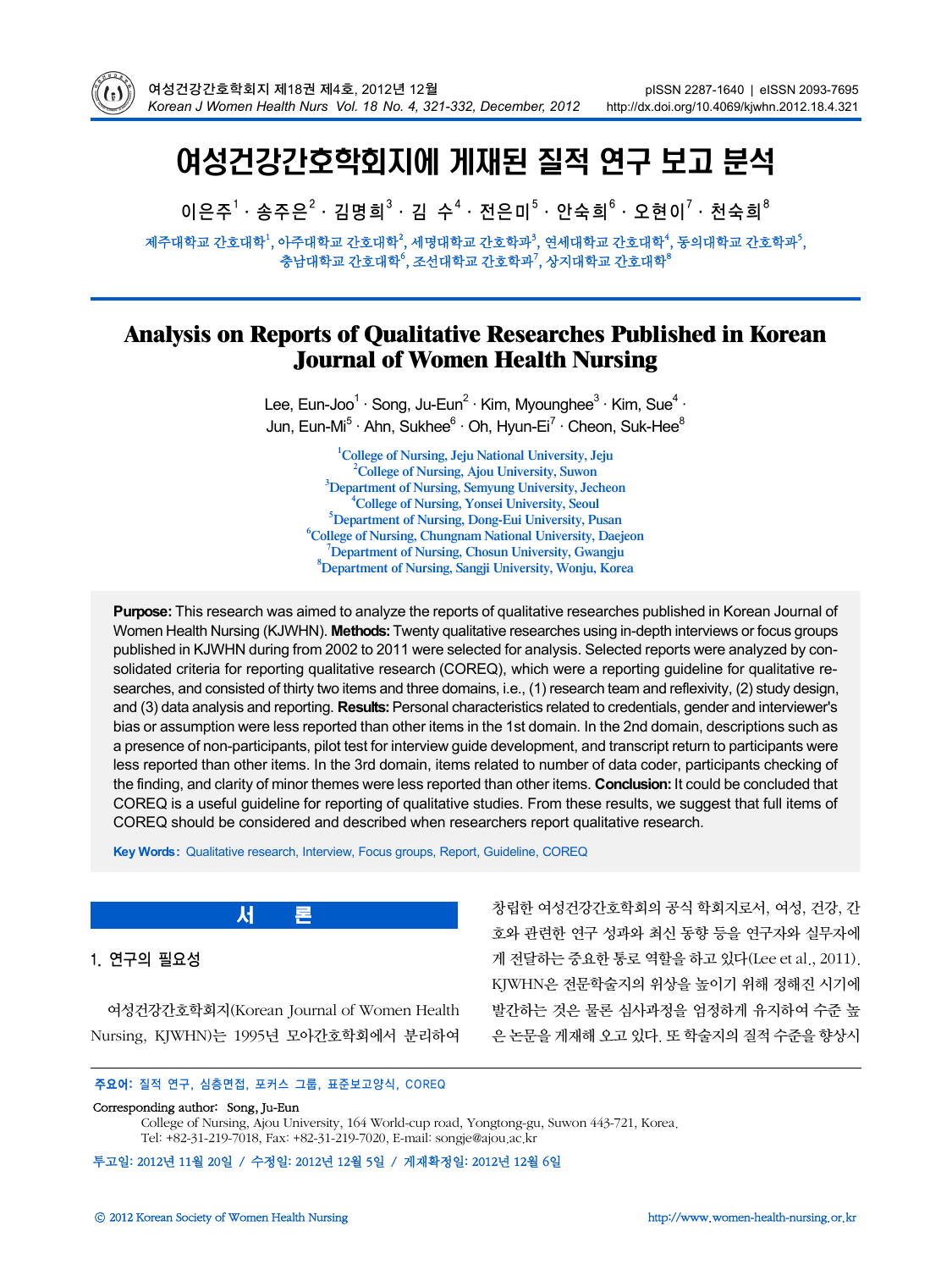# 여성건강간호학회지에 게재된 질적 연구 보고 분석

이은주[1] · 송주은[2] · 김명희[3] · 김 수[4] · 전은미[5] · 안숙희[6] · 오현이[7] · 천숙희[8]

제주대학교 간호대학[1], 아주대학교 간호대학[2], 세명대학교 간호학과[3], 연세대학교 간호대학[4], 동의대학교 간호학과[5], 충남대학교 간호대학[6], 조선대학교 간호학과[7], 상지대학교 간호대학[8]

# Analysis on Reports of Qualitative Researches Published in Korean Journal of Women Health Nursing

Lee, Eun-Joo[1] · Song, Ju-Eun[2] · Kim, Myounghee[3] · Kim, Sue[4] · Jun, Eun-Mi[5] · Ahn, Sukhee[6] · Oh, Hyun-Ei[7] · Cheon, Suk-Hee[8]

[1]College of Nursing, Jeju National University, Jeju
[2]College of Nursing, Ajou University, Suwon
[3]Department of Nursing, Semyung University, Jecheon
[4]College of Nursing, Yonsei University, Seoul
[5]Department of Nursing, Dong-Eui University, Pusan
[6]College of Nursing, Chungnam National University, Daejeon
[7]Department of Nursing, Chosun University, Gwangju
[8]Department of Nursing, Sangji University, Wonju, Korea

**Purpose:** This research was aimed to analyze the reports of qualitative researches published in Korean Journal of Women Health Nursing (KJWHN). **Methods:** Twenty qualitative researches using in-depth interviews or focus groups published in KJWHN during from 2002 to 2011 were selected for analysis. Selected reports were analyzed by consolidated criteria for reporting qualitative research (COREQ), which were a reporting guideline for qualitative researches, and consisted of thirty two items and three domains, i.e., (1) research team and reflexivity, (2) study design, and (3) data analysis and reporting. **Results:** Personal characteristics related to credentials, gender and interviewer's bias or assumption were less reported than other items in the 1st domain. In the 2nd domain, descriptions such as a presence of non-participants, pilot test for interview guide development, and transcript return to participants were less reported than other items. In the 3rd domain, items related to number of data coder, participants checking of the finding, and clarity of minor themes were less reported than other items. **Conclusion:** It could be concluded that COREQ is a useful guideline for reporting of qualitative studies. From these results, we suggest that full items of COREQ should be considered and described when researchers report qualitative research.

**Key Words:** Qualitative research, Interview, Focus groups, Report, Guideline, COREQ

## 서 론

### 1. 연구의 필요성

여성건강간호학회지(Korean Journal of Women Health Nursing, KJWHN)는 1995년 모아간호학회에서 분리하여 창립한 여성건강간호학회의 공식 학회지로서, 여성, 건강, 간호와 관련한 연구 성과와 최신 동향 등을 연구자와 실무자에게 전달하는 중요한 통로 역할을 하고 있다(Lee et al., 2011). KJWHN은 전문학술지의 위상을 높이기 위해 정해진 시기에 발간하는 것은 물론 심사과정을 엄정하게 유지하여 수준 높은 논문을 게재해 오고 있다. 또 학술지의 질적 수준을 향상시

주요어: 질적 연구, 심층면접, 포커스 그룹, 표준보고양식, COREQ

Corresponding author: Song, Ju-Eun
College of Nursing, Ajou University, 164 World-cup road, Yongtong-gu, Suwon 443-721, Korea.
Tel: +82-31-219-7018, Fax: +82-31-219-7020, E-mail: songje@ajou.ac.kr

투고일: 2012년 11월 20일 / 수정일: 2012년 12월 5일 / 게재확정일: 2012년 12월 6일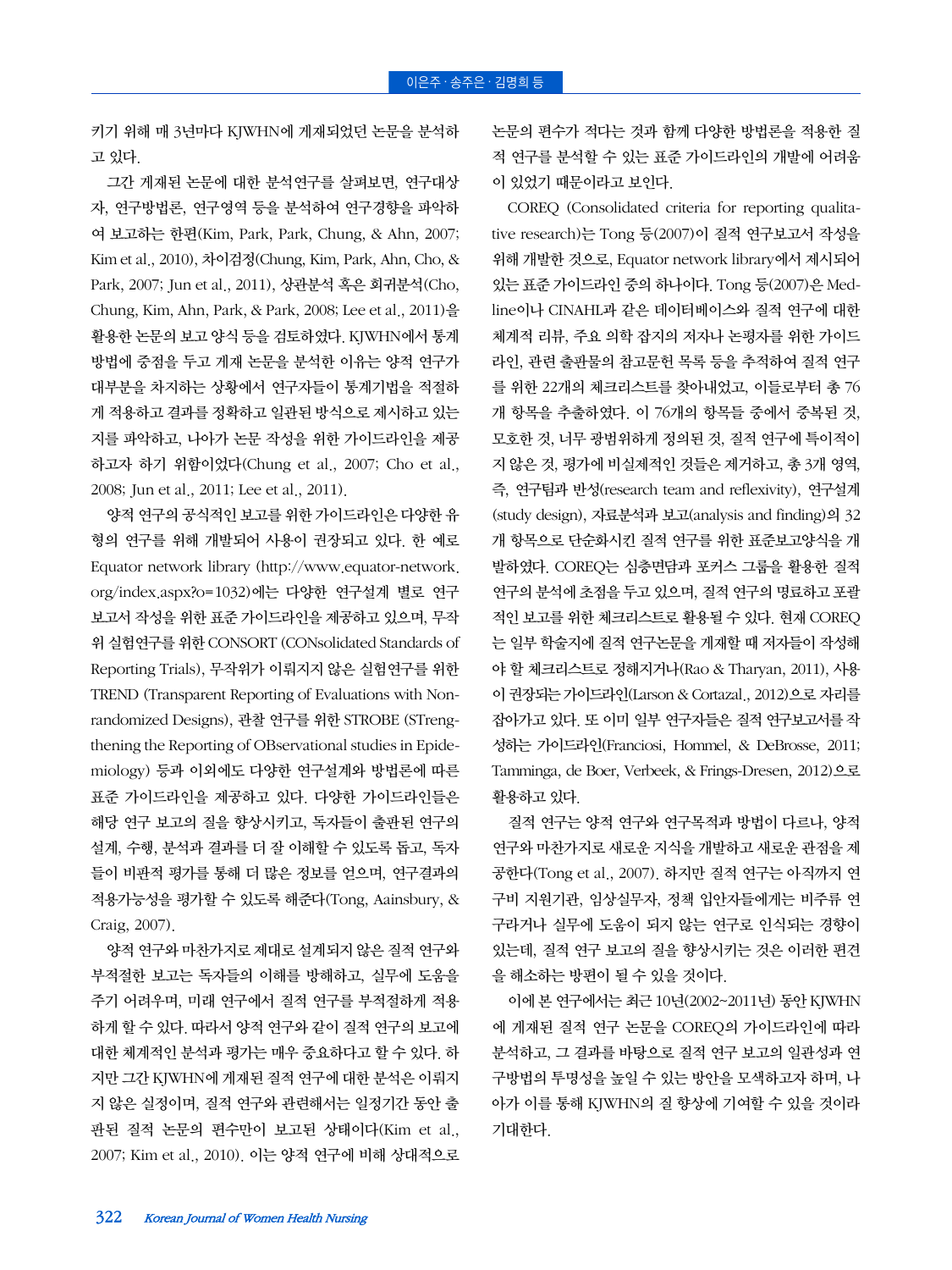키기 위해 매 3년마다 KJWHN에 게재되었던 논문을 분석하고 있다.

그간 게재된 논문에 대한 분석연구를 살펴보면, 연구대상자, 연구방법론, 연구영역 등을 분석하여 연구경향을 파악하여 보고하는 한편(Kim, Park, Park, Chung, & Ahn, 2007; Kim et al., 2010), 차이검정(Chung, Kim, Park, Ahn, Cho, & Park, 2007; Jun et al., 2011), 상관분석 혹은 회귀분석(Cho, Chung, Kim, Ahn, Park, & Park, 2008; Lee et al., 2011)을 활용한 논문의 보고 양식 등을 검토하였다. KJWHN에서 통계방법에 중점을 두고 게재 논문을 분석한 이유는 양적 연구가 대부분을 차지하는 상황에서 연구자들이 통계기법을 적절하게 적용하고 결과를 정확하고 일관된 방식으로 제시하고 있는지를 파악하고, 나아가 논문 작성을 위한 가이드라인을 제공하고자 하기 위함이었다(Chung et al., 2007; Cho et al., 2008; Jun et al., 2011; Lee et al., 2011).

양적 연구의 공식적인 보고를 위한 가이드라인은 다양한 유형의 연구를 위해 개발되어 사용이 권장되고 있다. 한 예로 Equator network library (http://www.equator-network.org/index.aspx?o=1032)에는 다양한 연구설계 별로 연구보고서 작성을 위한 표준 가이드라인을 제공하고 있으며, 무작위 실험연구를 위한 CONSORT (CONsolidated Standards of Reporting Trials), 무작위가 이뤄지지 않은 실험연구를 위한 TREND (Transparent Reporting of Evaluations with Non-randomized Designs), 관찰 연구를 위한 STROBE (STrengthening the Reporting of OBservational studies in Epidemiology) 등과 이외에도 다양한 연구설계와 방법론에 따른 표준 가이드라인을 제공하고 있다. 다양한 가이드라인들은 해당 연구 보고의 질을 향상시키고, 독자들이 출판된 연구의 설계, 수행, 분석과 결과를 더 잘 이해할 수 있도록 돕고, 독자들이 비판적 평가를 통해 더 많은 정보를 얻으며, 연구결과의 적용가능성을 평가할 수 있도록 해준다(Tong, Aainsbury, & Craig, 2007).

양적 연구와 마찬가지로 제대로 설계되지 않은 질적 연구와 부적절한 보고는 독자들의 이해를 방해하고, 실무에 도움을 주기 어려우며, 미래 연구에서 질적 연구를 부적절하게 적용하게 할 수 있다. 따라서 양적 연구와 같이 질적 연구의 보고에 대한 체계적인 분석과 평가는 매우 중요하다고 할 수 있다. 하지만 그간 KJWHN에 게재된 질적 연구에 대한 분석은 이뤄지지 않은 실정이며, 질적 연구와 관련해서는 일정기간 동안 출판된 질적 논문의 편수만이 보고된 상태이다(Kim et al., 2007; Kim et al., 2010). 이는 양적 연구에 비해 상대적으로 논문의 편수가 적다는 것과 함께 다양한 방법론을 적용한 질적 연구를 분석할 수 있는 표준 가이드라인의 개발에 어려움이 있었기 때문이라고 보인다.

COREQ (Consolidated criteria for reporting qualitative research)는 Tong 등(2007)이 질적 연구보고서 작성을 위해 개발한 것으로, Equator network library에서 제시되어 있는 표준 가이드라인 중의 하나이다. Tong 등(2007)은 Medline이나 CINAHL과 같은 데이터베이스와 질적 연구에 대한 체계적 리뷰, 주요 의학 잡지의 저자나 논평자를 위한 가이드라인, 관련 출판물의 참고문헌 목록 등을 추적하여 질적 연구를 위한 22개의 체크리스트를 찾아내었고, 이들로부터 총 76개 항목을 추출하였다. 이 76개의 항목들 중에서 중복된 것, 모호한 것, 너무 광범위하게 정의된 것, 질적 연구에 특이적이지 않은 것, 평가에 비실제적인 것들은 제거하고, 총 3개 영역, 즉, 연구팀과 반성(research team and reflexivity), 연구설계(study design), 자료분석과 보고(analysis and finding)의 32개 항목으로 단순화시킨 질적 연구를 위한 표준보고양식을 개발하였다. COREQ는 심층면담과 포커스 그룹을 활용한 질적 연구의 분석에 초점을 두고 있으며, 질적 연구의 명료하고 포괄적인 보고를 위한 체크리스트로 활용될 수 있다. 현재 COREQ는 일부 학술지에 질적 연구논문을 게재할 때 저자들이 작성해야 할 체크리스트로 정해지거나(Rao & Tharyan, 2011), 사용이 권장되는 가이드라인(Larson & Cortazal., 2012)으로 자리를 잡아가고 있다. 또 이미 일부 연구자들은 질적 연구보고서를 작성하는 가이드라인(Franciosi, Hommel, & DeBrosse, 2011; Tamminga, de Boer, Verbeek, & Frings-Dresen, 2012)으로 활용하고 있다.

질적 연구는 양적 연구와 연구목적과 방법이 다르나, 양적 연구와 마찬가지로 새로운 지식을 개발하고 새로운 관점을 제공한다(Tong et al., 2007). 하지만 질적 연구는 아직까지 연구비 지원기관, 임상실무자, 정책 입안자들에게는 비주류 연구라거나 실무에 도움이 되지 않는 연구로 인식되는 경향이 있는데, 질적 연구 보고의 질을 향상시키는 것은 이러한 편견을 해소하는 방편이 될 수 있을 것이다.

이에 본 연구에서는 최근 10년(2002~2011년) 동안 KJWHN에 게재된 질적 연구 논문을 COREQ의 가이드라인에 따라 분석하고, 그 결과를 바탕으로 질적 연구 보고의 일관성과 연구방법의 투명성을 높일 수 있는 방안을 모색하고자 하며, 나아가 이를 통해 KJWHN의 질 향상에 기여할 수 있을 것이라 기대한다.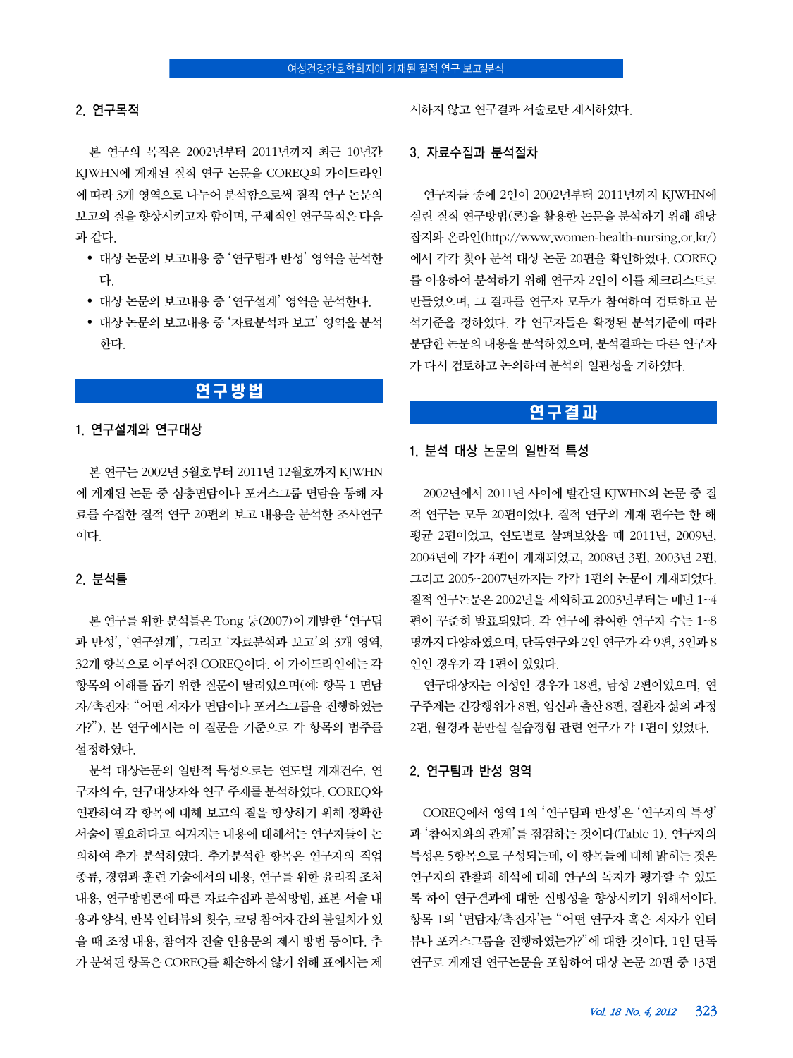### 2. 연구목적

본 연구의 목적은 2002년부터 2011년까지 최근 10년간 KJWHN에 게재된 질적 연구 논문을 COREQ의 가이드라인에 따라 3개 영역으로 나누어 분석함으로써 질적 연구 논문의 보고의 질을 향상시키고자 함이며, 구체적인 연구목적은 다음과 같다.

- 대상 논문의 보고내용 중 '연구팀과 반성' 영역을 분석한다.
- 대상 논문의 보고내용 중 '연구설계' 영역을 분석한다.
- 대상 논문의 보고내용 중 '자료분석과 보고' 영역을 분석한다.

## 연구방법

### 1. 연구설계와 연구대상

본 연구는 2002년 3월호부터 2011년 12월호까지 KJWHN에 게재된 논문 중 심층면담이나 포커스그룹 면담을 통해 자료를 수집한 질적 연구 20편의 보고 내용을 분석한 조사연구이다.

### 2. 분석틀

본 연구를 위한 분석틀은 Tong 등(2007)이 개발한 '연구팀과 반성', '연구설계', 그리고 '자료분석과 보고'의 3개 영역, 32개 항목으로 이루어진 COREQ이다. 이 가이드라인에는 각 항목의 이해를 돕기 위한 질문이 딸려있으며(예: 항목 1 면담자/촉진자: "어떤 저자가 면담이나 포커스그룹을 진행하였는가?"), 본 연구에서는 이 질문을 기준으로 각 항목의 범주를 설정하였다.

분석 대상논문의 일반적 특성으로는 연도별 게재건수, 연구자의 수, 연구대상자와 연구 주제를 분석하였다. COREQ와 연관하여 각 항목에 대해 보고의 질을 향상하기 위해 정확한 서술이 필요하다고 여겨지는 내용에 대해서는 연구자들이 논의하여 추가 분석하였다. 추가분석한 항목은 연구자의 직업 종류, 경험과 훈련 기술에서의 내용, 연구를 위한 윤리적 조치 내용, 연구방법론에 따른 자료수집과 분석방법, 표본 서술 내용과 양식, 반복 인터뷰의 횟수, 코딩 참여자 간의 불일치가 있을 때 조정 내용, 참여자 진술 인용문의 제시 방법 등이다. 추가 분석된 항목은 COREQ를 훼손하지 않기 위해 표에서는 제시하지 않고 연구결과 서술로만 제시하였다.

### 3. 자료수집과 분석절차

연구자들 중에 2인이 2002년부터 2011년까지 KJWHN에 실린 질적 연구방법(론)을 활용한 논문을 분석하기 위해 해당 잡지와 온라인(http://www.women-health-nursing.or.kr/)에서 각각 찾아 분석 대상 논문 20편을 확인하였다. COREQ를 이용하여 분석하기 위해 연구자 2인이 이를 체크리스트로 만들었으며, 그 결과를 연구자 모두가 참여하여 검토하고 분석기준을 정하였다. 각 연구자들은 확정된 분석기준에 따라 분담한 논문의 내용을 분석하였으며, 분석결과는 다른 연구자가 다시 검토하고 논의하여 분석의 일관성을 기하였다.

## 연구결과

### 1. 분석 대상 논문의 일반적 특성

2002년에서 2011년 사이에 발간된 KJWHN의 논문 중 질적 연구는 모두 20편이었다. 질적 연구의 게재 편수는 한 해 평균 2편이었고, 연도별로 살펴보았을 때 2011년, 2009년, 2004년에 각각 4편이 게재되었고, 2008년 3편, 2003년 2편, 그리고 2005~2007년까지는 각각 1편의 논문이 게재되었다. 질적 연구논문은 2002년을 제외하고 2003년부터는 매년 1~4편이 꾸준히 발표되었다. 각 연구에 참여한 연구자 수는 1~8명까지 다양하였으며, 단독연구와 2인 연구가 각 9편, 3인과 8인인 경우가 각 1편이 있었다.

연구대상자는 여성인 경우가 18편, 남성 2편이었으며, 연구주제는 건강행위가 8편, 임신과 출산 8편, 질환자 삶의 과정 2편, 월경과 분만실 실습경험 관련 연구가 각 1편이 있었다.

### 2. 연구팀과 반성 영역

COREQ에서 영역 1의 '연구팀과 반성'은 '연구자의 특성'과 '참여자와의 관계'를 점검하는 것이다(Table 1). 연구자의 특성은 5항목으로 구성되는데, 이 항목들에 대해 밝히는 것은 연구자의 관찰과 해석에 대해 연구의 독자가 평가할 수 있도록 하여 연구결과에 대한 신빙성을 향상시키기 위해서이다. 항목 1의 '면담자/촉진자'는 "어떤 연구자 혹은 저자가 인터뷰나 포커스그룹을 진행하였는가?"에 대한 것이다. 1인 단독 연구로 게재된 연구논문을 포함하여 대상 논문 20편 중 13편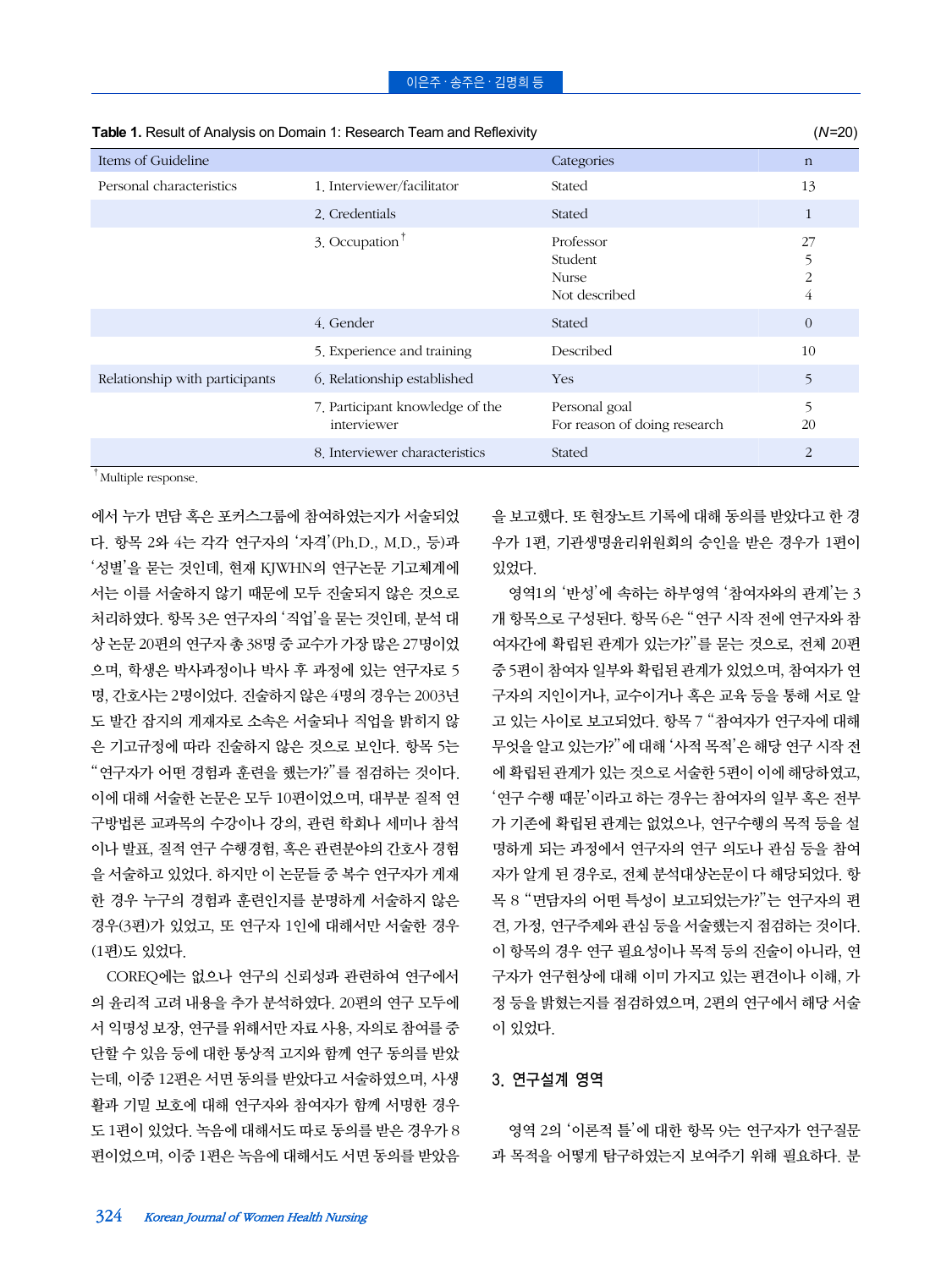**Table 1.** Result of Analysis on Domain 1: Research Team and Reflexivity (*N*=20)

| Items of Guideline | | Categories | n |
|---|---|---|---|
| Personal characteristics | 1. Interviewer/facilitator | Stated | 13 |
| | 2. Credentials | Stated | 1 |
| | 3. Occupation† | Professor<br>Student<br>Nurse<br>Not described | 27<br>5<br>2<br>4 |
| | 4. Gender | Stated | 0 |
| | 5. Experience and training | Described | 10 |
| Relationship with participants | 6. Relationship established | Yes | 5 |
| | 7. Participant knowledge of the interviewer | Personal goal<br>For reason of doing research | 5<br>20 |
| | 8. Interviewer characteristics | Stated | 2 |

†Multiple response.

에서 누가 면담 혹은 포커스그룹에 참여하였는지가 서술되었다. 항목 2와 4는 각각 연구자의 '자격'(Ph.D., M.D., 등)과 '성별'을 묻는 것인데, 현재 KJWHN의 연구논문 기고체계에서는 이를 서술하지 않기 때문에 모두 진술되지 않은 것으로 처리하였다. 항목 3은 연구자의 '직업'을 묻는 것인데, 분석 대상 논문 20편의 연구자 총 38명 중 교수가 가장 많은 27명이었으며, 학생은 박사과정이나 박사 후 과정에 있는 연구자로 5명, 간호사는 2명이었다. 진술하지 않은 4명의 경우는 2003년도 발간 잡지의 게재자로 소속은 서술되나 직업을 밝히지 않은 기고규정에 따라 진술하지 않은 것으로 보인다. 항목 5는 "연구자가 어떤 경험과 훈련을 했는가?"를 점검하는 것이다. 이에 대해 서술한 논문은 모두 10편이었으며, 대부분 질적 연구방법론 교과목의 수강이나 강의, 관련 학회나 세미나 참석이나 발표, 질적 연구 수행경험, 혹은 관련분야의 간호사 경험을 서술하고 있었다. 하지만 이 논문들 중 복수 연구자가 게재한 경우 누구의 경험과 훈련인지를 분명하게 서술하지 않은 경우(3편)가 있었고, 또 연구자 1인에 대해서만 서술한 경우(1편)도 있었다.

COREQ에는 없으나 연구의 신뢰성과 관련하여 연구에서의 윤리적 고려 내용을 추가 분석하였다. 20편의 연구 모두에서 익명성 보장, 연구를 위해서만 자료 사용, 자의로 참여를 중단할 수 있음 등에 대한 통상적 고지와 함께 연구 동의를 받았는데, 이중 12편은 서면 동의를 받았다고 서술하였으며, 사생활과 기밀 보호에 대해 연구자와 참여자가 함께 서명한 경우도 1편이 있었다. 녹음에 대해서도 따로 동의를 받은 경우가 8편이었으며, 이중 1편은 녹음에 대해서도 서면 동의를 받았음을 보고했다. 또 현장노트 기록에 대해 동의를 받았다고 한 경우가 1편, 기관생명윤리위원회의 승인을 받은 경우가 1편이 있었다.

영역1의 '반성'에 속하는 하부영역 '참여자와의 관계'는 3개 항목으로 구성된다. 항목 6은 "연구 시작 전에 연구자와 참여자간에 확립된 관계가 있는가?"를 묻는 것으로, 전체 20편 중 5편이 참여자 일부와 확립된 관계가 있었으며, 참여자가 연구자의 지인이거나, 교수이거나 혹은 교육 등을 통해 서로 알고 있는 사이로 보고되었다. 항목 7 "참여자가 연구자에 대해 무엇을 알고 있는가?"에 대해 '사적 목적'은 해당 연구 시작 전에 확립된 관계가 있는 것으로 서술한 5편이 이에 해당하였고, '연구 수행 때문'이라고 하는 경우는 참여자의 일부 혹은 전부가 기존에 확립된 관계는 없었으나, 연구수행의 목적 등을 설명하게 되는 과정에서 연구자의 연구 의도나 관심 등을 참여자가 알게 된 경우로, 전체 분석대상논문이 다 해당되었다. 항목 8 "면담자의 어떤 특성이 보고되었는가?"는 연구자의 편견, 가정, 연구주제와 관심 등을 서술했는지 점검하는 것이다. 이 항목의 경우 연구 필요성이나 목적 등의 진술이 아니라, 연구자가 연구현상에 대해 이미 가지고 있는 편견이나 이해, 가정 등을 밝혔는지를 점검하였으며, 2편의 연구에서 해당 서술이 있었다.

### 3. 연구설계 영역

영역 2의 '이론적 틀'에 대한 항목 9는 연구자가 연구질문과 목적을 어떻게 탐구하였는지 보여주기 위해 필요하다. 분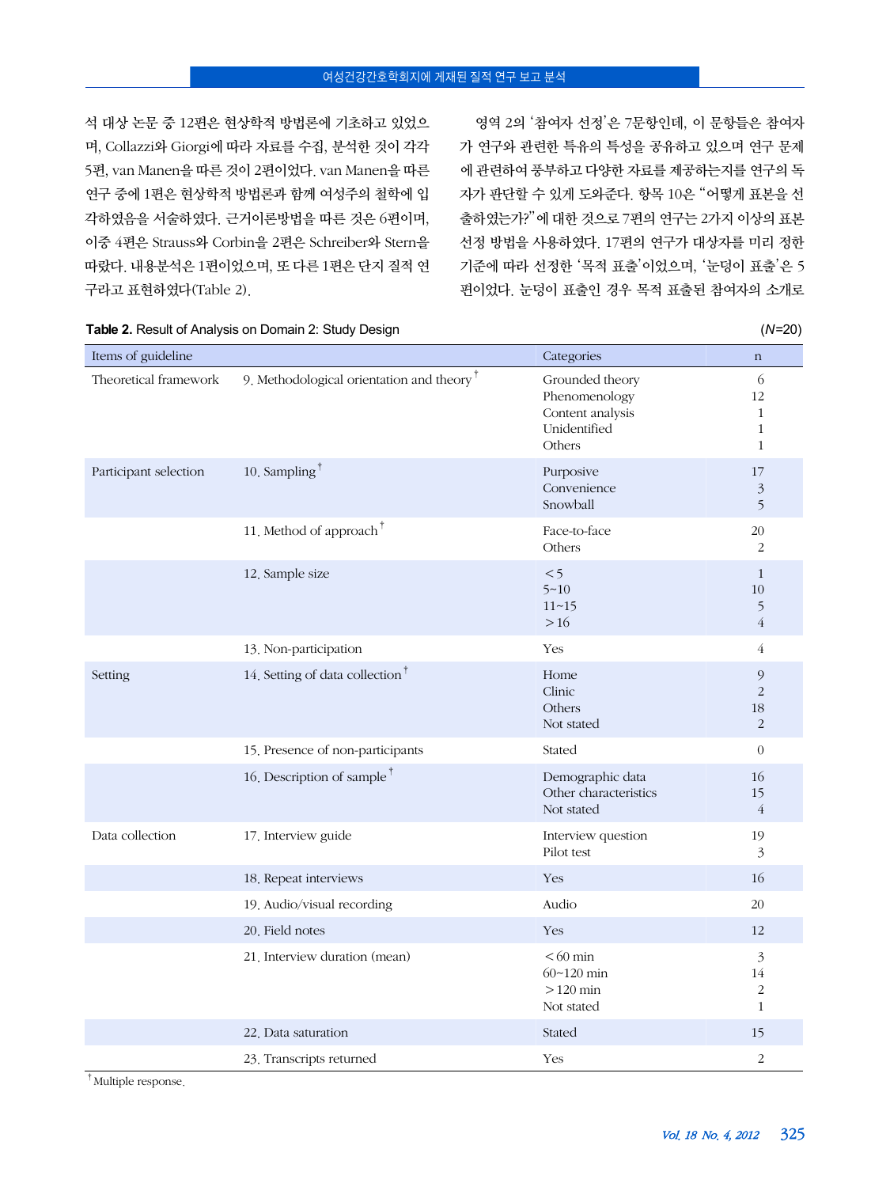석 대상 논문 중 12편은 현상학적 방법론에 기초하고 있었으며, Collazzi와 Giorgi에 따라 자료를 수집, 분석한 것이 각각 5편, van Manen을 따른 것이 2편이었다. van Manen을 따른 연구 중에 1편은 현상학적 방법론과 함께 여성주의 철학에 입각하였음을 서술하였다. 근거이론방법을 따른 것은 6편이며, 이중 4편은 Strauss와 Corbin을 2편은 Schreiber와 Stern을 따랐다. 내용분석은 1편이었으며, 또 다른 1편은 단지 질적 연구라고 표현하였다(Table 2).

영역 2의 '참여자 선정'은 7문항인데, 이 문항들은 참여자가 연구와 관련한 특유의 특성을 공유하고 있으며 연구 문제에 관련하여 풍부하고 다양한 자료를 제공하는지를 연구의 독자가 판단할 수 있게 도와준다. 항목 10은 "어떻게 표본을 선출하였는가?"에 대한 것으로 7편의 연구는 2가지 이상의 표본 선정 방법을 사용하였다. 17편의 연구가 대상자를 미리 정한 기준에 따라 선정한 '목적 표출'이었으며, '눈덩이 표출'은 5편이었다. 눈덩이 표출인 경우 목적 표출된 참여자의 소개로

**Table 2.** Result of Analysis on Domain 2: Study Design (*N*=20)

| Items of guideline | | Categories | n |
|---|---|---|---|
| Theoretical framework | 9. Methodological orientation and theory† | Grounded theory | 6 |
| | | Phenomenology | 12 |
| | | Content analysis | 1 |
| | | Unidentified | 1 |
| | | Others | 1 |
| Participant selection | 10. Sampling† | Purposive | 17 |
| | | Convenience | 3 |
| | | Snowball | 5 |
| | 11. Method of approach† | Face-to-face | 20 |
| | | Others | 2 |
| | 12. Sample size | <5 | 1 |
| | | 5~10 | 10 |
| | | 11~15 | 5 |
| | | >16 | 4 |
| | 13. Non-participation | Yes | 4 |
| Setting | 14. Setting of data collection† | Home | 9 |
| | | Clinic | 2 |
| | | Others | 18 |
| | | Not stated | 2 |
| | 15. Presence of non-participants | Stated | 0 |
| | 16. Description of sample† | Demographic data | 16 |
| | | Other characteristics | 15 |
| | | Not stated | 4 |
| Data collection | 17. Interview guide | Interview question | 19 |
| | | Pilot test | 3 |
| | 18. Repeat interviews | Yes | 16 |
| | 19. Audio/visual recording | Audio | 20 |
| | 20. Field notes | Yes | 12 |
| | 21. Interview duration (mean) | <60 min | 3 |
| | | 60~120 min | 14 |
| | | >120 min | 2 |
| | | Not stated | 1 |
| | 22. Data saturation | Stated | 15 |
| | 23. Transcripts returned | Yes | 2 |

†Multiple response.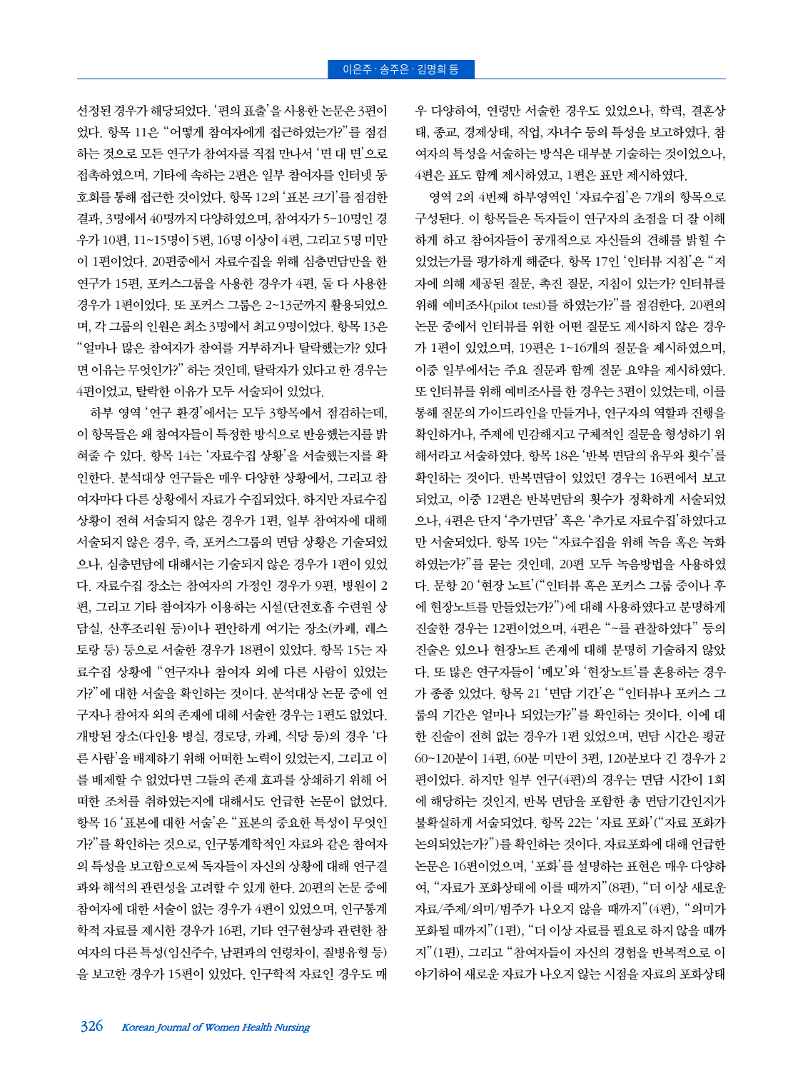선정된 경우가 해당되었다. '편의 표출'을 사용한 논문은 3편이었다. 항목 11은 "어떻게 참여자에게 접근하였는가?"를 점검하는 것으로 모든 연구가 참여자를 직접 만나서 '면 대 면'으로 접촉하였으며, 기타에 속하는 2편은 일부 참여자를 인터넷 동호회를 통해 접근한 것이었다. 항목 12의 '표본 크기'를 점검한 결과, 3명에서 40명까지 다양하였으며, 참여자가 5~10명인 경우가 10편, 11~15명이 5편, 16명 이상이 4편, 그리고 5명 미만이 1편이었다. 20편중에서 자료수집을 위해 심층면담만을 한 연구가 15편, 포커스그룹을 사용한 경우가 4편, 둘 다 사용한 경우가 1편이었다. 또 포커스 그룹은 2~13군까지 활용되었으며, 각 그룹의 인원은 최소 3명에서 최고 9명이었다. 항목 13은 "얼마나 많은 참여자가 참여를 거부하거나 탈락했는가? 있다면 이유는 무엇인가?" 하는 것인데, 탈락자가 있다고 한 경우는 4편이었고, 탈락한 이유가 모두 서술되어 있었다.

하부 영역 '연구 환경'에서는 모두 3항목에서 점검하는데, 이 항목들은 왜 참여자들이 특정한 방식으로 반응했는지를 밝혀줄 수 있다. 항목 14는 '자료수집 상황'을 서술했는지를 확인한다. 분석대상 연구들은 매우 다양한 상황에서, 그리고 참여자마다 다른 상황에서 자료가 수집되었다. 하지만 자료수집 상황이 전혀 서술되지 않은 경우가 1편, 일부 참여자에 대해 서술되지 않은 경우, 즉, 포커스그룹의 면담 상황은 기술되었으나, 심층면담에 대해서는 기술되지 않은 경우가 1편이 있었다. 자료수집 장소는 참여자의 가정인 경우가 9편, 병원이 2편, 그리고 기타 참여자가 이용하는 시설(단전호흡 수련원 상담실, 산후조리원 등)이나 편안하게 여기는 장소(카페, 레스토랑 등) 등으로 서술한 경우가 18편이 있었다. 항목 15는 자료수집 상황에 "연구자나 참여자 외에 다른 사람이 있었는가?"에 대한 서술을 확인하는 것이다. 분석대상 논문 중에 연구자나 참여자 외의 존재에 대해 서술한 경우는 1편도 없었다. 개방된 장소(다인용 병실, 경로당, 카페, 식당 등)의 경우 '다른 사람'을 배제하기 위해 어떠한 노력이 있었는지, 그리고 이를 배제할 수 없었다면 그들의 존재 효과를 상쇄하기 위해 어떠한 조치를 취하였는지에 대해서도 언급한 논문이 없었다. 항목 16 '표본에 대한 서술'은 "표본의 중요한 특성이 무엇인가?"를 확인하는 것으로, 인구통계학적인 자료와 같은 참여자의 특성을 보고함으로써 독자들이 자신의 상황에 대해 연구결과와 해석의 관련성을 고려할 수 있게 한다. 20편의 논문 중에 참여자에 대한 서술이 없는 경우가 4편이 있었으며, 인구통계학적 자료를 제시한 경우가 16편, 기타 연구현상과 관련한 참여자의 다른 특성(임신주수, 남편과의 연령차이, 질병유형 등)을 보고한 경우가 15편이 있었다. 인구학적 자료인 경우도 매우 다양하여, 연령만 서술한 경우도 있었으나, 학력, 결혼상태, 종교, 경제상태, 직업, 자녀수 등의 특성을 보고하였다. 참여자의 특성을 서술하는 방식은 대부분 기술하는 것이었으나, 4편은 표도 함께 제시하였고, 1편은 표만 제시하였다.

영역 2의 4번째 하부영역인 '자료수집'은 7개의 항목으로 구성된다. 이 항목들은 독자들이 연구자의 초점을 더 잘 이해하게 하고 참여자들이 공개적으로 자신들의 견해를 밝힐 수 있었는가를 평가하게 해준다. 항목 17인 '인터뷰 지침'은 "저자에 의해 제공된 질문, 촉진 질문, 지침이 있는가? 인터뷰를 위해 예비조사(pilot test)를 하였는가?"를 점검한다. 20편의 논문 중에서 인터뷰를 위한 어떤 질문도 제시하지 않은 경우가 1편이 있었으며, 19편은 1~16개의 질문을 제시하였으며, 이중 일부에서는 주요 질문과 함께 질문 요약을 제시하였다. 또 인터뷰를 위해 예비조사를 한 경우는 3편이 있었는데, 이를 통해 질문의 가이드라인을 만들거나, 연구자의 역할과 진행을 확인하거나, 주제에 민감해지고 구체적인 질문을 형성하기 위해서라고 서술하였다. 항목 18은 '반복 면담의 유무와 횟수'를 확인하는 것이다. 반복면담이 있었던 경우는 16편에서 보고되었고, 이중 12편은 반복면담의 횟수가 정확하게 서술되었으나, 4편은 단지 '추가면담' 혹은 '추가로 자료수집'하였다고만 서술되었다. 항목 19는 "자료수집을 위해 녹음 혹은 녹화하였는가?"를 묻는 것인데, 20편 모두 녹음방법을 사용하였다. 문항 20 '현장 노트'("인터뷰 혹은 포커스 그룹 중이나 후에 현장노트를 만들었는가?")에 대해 사용하였다고 분명하게 진술한 경우는 12편이었으며, 4편은 "~를 관찰하였다" 등의 진술은 있으나 현장노트 존재에 대해 분명히 기술하지 않았다. 또 많은 연구자들이 '메모'와 '현장노트'를 혼용하는 경우가 종종 있었다. 항목 21 '면담 기간'은 "인터뷰나 포커스 그룹의 기간은 얼마나 되었는가?"를 확인하는 것이다. 이에 대한 진술이 전혀 없는 경우가 1편 있었으며, 면담 시간은 평균 60~120분이 14편, 60분 미만이 3편, 120분보다 긴 경우가 2편이었다. 하지만 일부 연구(4편)의 경우는 면담 시간이 1회에 해당하는 것인지, 반복 면담을 포함한 총 면담기간인지가 불확실하게 서술되었다. 항목 22는 '자료 포화'("자료 포화가 논의되었는가?")를 확인하는 것이다. 자료포화에 대해 언급한 논문은 16편이었으며, '포화'를 설명하는 표현은 매우 다양하여, "자료가 포화상태에 이를 때까지"(8편), "더 이상 새로운 자료/주제/의미/범주가 나오지 않을 때까지"(4편), "의미가 포화될 때까지"(1편), "더 이상 자료를 필요로 하지 않을 때까지"(1편), 그리고 "참여자들이 자신의 경험을 반복적으로 이야기하여 새로운 자료가 나오지 않는 시점을 자료의 포화상태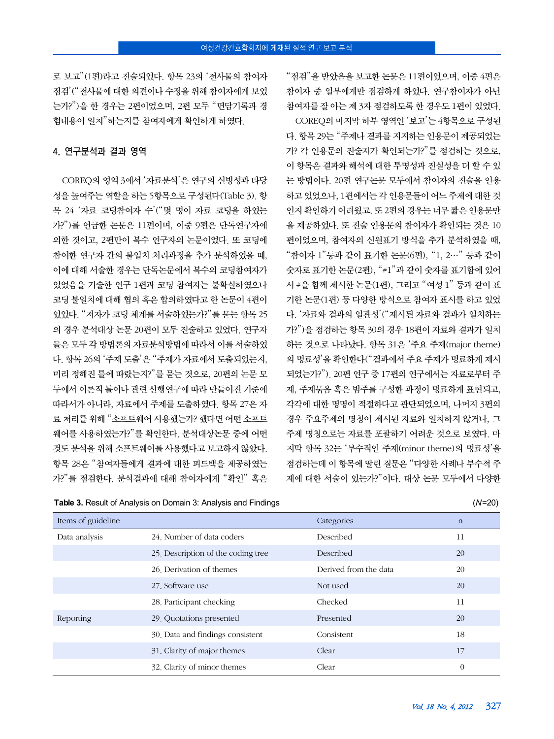로 보고"(1편)라고 진술되었다. 항목 23의 '전사물의 참여자 점검'("전사물에 대한 의견이나 수정을 위해 참여자에게 보였는가?")을 한 경우는 2편이었으며, 2편 모두 "면담기록과 경험내용이 일치"하는지를 참여자에게 확인하게 하였다.

## 4. 연구분석과 결과 영역

COREQ의 영역 3에서 '자료분석'은 연구의 신빙성과 타당성을 높여주는 역할을 하는 5항목으로 구성된다(Table 3). 항목 24 '자료 코딩참여자 수'("몇 명이 자료 코딩을 하였는가?")를 언급한 논문은 11편이며, 이중 9편은 단독연구자에 의한 것이고, 2편만이 복수 연구자의 논문이었다. 또 코딩에 참여한 연구자 간의 불일치 처리과정을 추가 분석하였을 때, 이에 대해 서술한 경우는 단독논문에서 복수의 코딩참여자가 있었음을 기술한 연구 1편과 코딩 참여자는 불확실하였으나 코딩 불일치에 대해 협의 혹은 합의하였다고 한 논문이 4편이 있었다. "저자가 코딩 체계를 서술하였는가?"를 묻는 항목 25의 경우 분석대상 논문 20편이 모두 진술하고 있었다. 연구자들은 모두 각 방법론의 자료분석방법에 따라서 이를 서술하였다. 항목 26의 '주제 도출'은 "주제가 자료에서 도출되었는지, 미리 정해진 틀에 따랐는지?"를 묻는 것으로, 20편의 논문 모두에서 이론적 틀이나 관련 선행연구에 따라 만들어진 기준에 따라서가 아니라, 자료에서 주제를 도출하였다. 항목 27은 자료 처리를 위해 "소프트웨어 사용했는가? 했다면 어떤 소프트웨어를 사용하였는가?"를 확인한다. 분석대상논문 중에 어떤 것도 분석을 위해 소프트웨어를 사용했다고 보고하지 않았다. 항목 28은 "참여자들에게 결과에 대한 피드백을 제공하였는가?"를 점검한다. 분석결과에 대해 참여자에게 "확인" 혹은 "점검"을 받았음을 보고한 논문은 11편이었으며, 이중 4편은 참여자 중 일부에게만 점검하게 하였다. 연구참여자가 아닌 참여자를 잘 아는 제 3자 점검하도록 한 경우도 1편이 있었다.

COREQ의 마지막 하부 영역인 '보고'는 4항목으로 구성된다. 항목 29는 "주제나 결과를 지지하는 인용문이 제공되었는가? 각 인용문의 진술자가 확인되는가?"를 점검하는 것으로, 이 항목은 결과와 해석에 대한 투명성과 진실성을 더 할 수 있는 방법이다. 20편 연구논문 모두에서 참여자의 진술을 인용하고 있었으나, 1편에서는 각 인용문들이 어느 주제에 대한 것인지 확인하기 어려웠고, 또 2편의 경우는 너무 짧은 인용문만을 제공하였다. 또 진술 인용문의 참여자가 확인되는 것은 10편이었으며, 참여자의 신원표기 방식을 추가 분석하였을 때, "참여자 1"등과 같이 표기한 논문(6편), "1, 2…" 등과 같이 숫자로 표기한 논문(2편), "#1"과 같이 숫자를 표기함에 있어서 #을 함께 제시한 논문(1편), 그리고 "여성 1" 등과 같이 표기한 논문(1편) 등 다양한 방식으로 참여자 표시를 하고 있었다. '자료와 결과의 일관성'("제시된 자료와 결과가 일치하는가?")을 점검하는 항목 30의 경우 18편이 자료와 결과가 일치하는 것으로 나타났다. 항목 31은 '주요 주제(major theme)의 명료성'을 확인한다("결과에서 주요 주제가 명료하게 제시되었는가?"). 20편 연구 중 17편의 연구에서는 자료로부터 주제, 주제묶음 혹은 범주를 구성한 과정이 명료하게 표현되고, 각각에 대한 명명이 적절하다고 판단되었으며, 나머지 3편의 경우 주요주제의 명칭이 제시된 자료와 일치하지 않거나, 그 주제 명칭으로는 자료를 포괄하기 어려운 것으로 보였다. 마지막 항목 32는 '부수적인 주제(minor theme)의 명료성'을 점검하는데 이 항목에 딸린 질문은 "다양한 사례나 부수적 주제에 대한 서술이 있는가?"이다. 대상 논문 모두에서 다양한

**Table 3.** Result of Analysis on Domain 3: Analysis and Findings (*N*=20)

| Items of guideline | | Categories | n |
|---|---|---|---|
| Data analysis | 24. Number of data coders | Described | 11 |
| | 25. Description of the coding tree | Described | 20 |
| | 26. Derivation of themes | Derived from the data | 20 |
| | 27. Software use | Not used | 20 |
| | 28. Participant checking | Checked | 11 |
| Reporting | 29. Quotations presented | Presented | 20 |
| | 30. Data and findings consistent | Consistent | 18 |
| | 31. Clarity of major themes | Clear | 17 |
| | 32. Clarity of minor themes | Clear | 0 |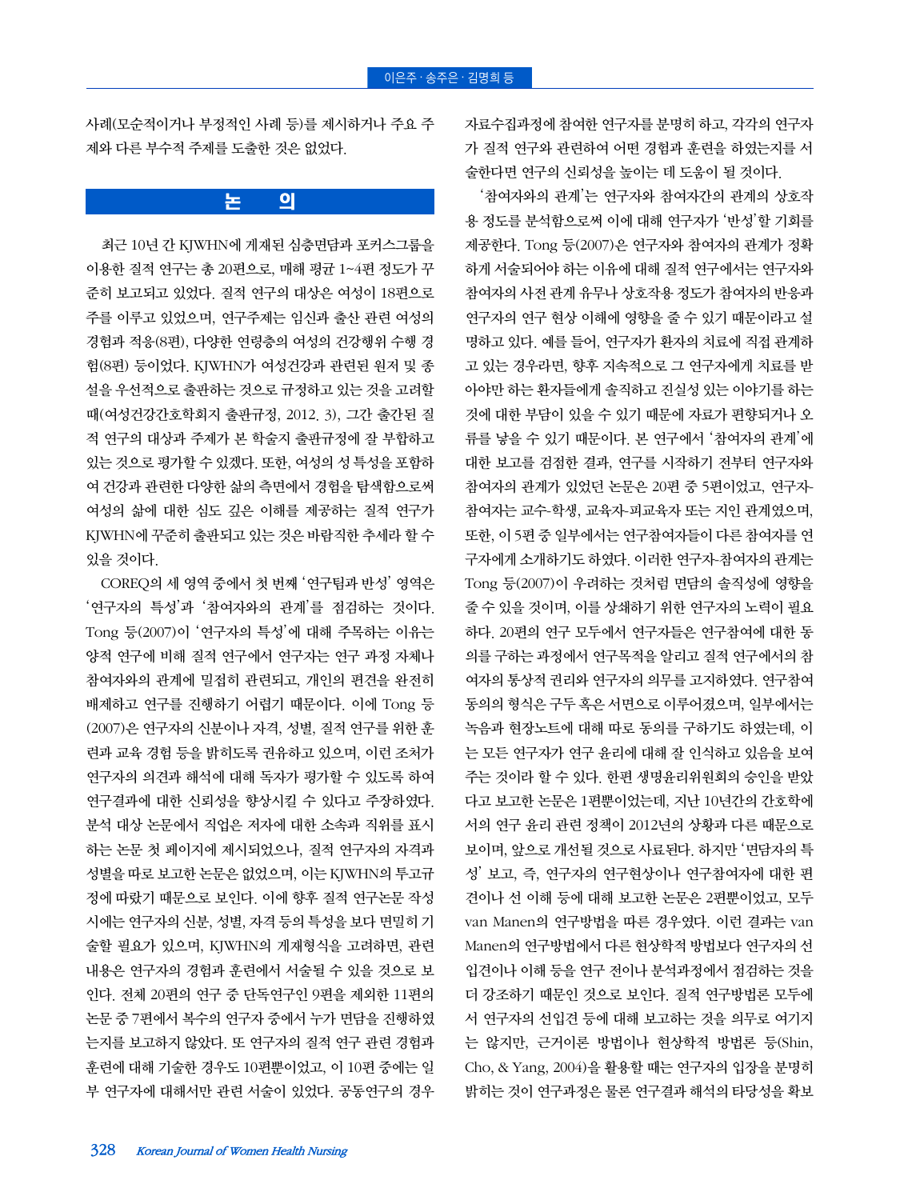사례(모순적이거나 부정적인 사례 등)를 제시하거나 주요 주제와 다른 부수적 주제를 도출한 것은 없었다.

## 논 의

최근 10년 간 KJWHN에 게재된 심층면담과 포커스그룹을 이용한 질적 연구는 총 20편으로, 매해 평균 1~4편 정도가 꾸준히 보고되고 있었다. 질적 연구의 대상은 여성이 18편으로 주를 이루고 있었으며, 연구주제는 임신과 출산 관련 여성의 경험과 적응(8편), 다양한 연령층의 여성의 건강행위 수행 경험(8편) 등이었다. KJWHN가 여성건강과 관련된 원저 및 종설을 우선적으로 출판하는 것으로 규정하고 있는 것을 고려할 때(여성건강간호학회지 출판규정, 2012. 3), 그간 출간된 질적 연구의 대상과 주제가 본 학술지 출판규정에 잘 부합하고 있는 것으로 평가할 수 있겠다. 또한, 여성의 성 특성을 포함하여 건강과 관련한 다양한 삶의 측면에서 경험을 탐색함으로써 여성의 삶에 대한 심도 깊은 이해를 제공하는 질적 연구가 KJWHN에 꾸준히 출판되고 있는 것은 바람직한 추세라 할 수 있을 것이다.

COREQ의 세 영역 중에서 첫 번째 '연구팀과 반성' 영역은 '연구자의 특성'과 '참여자와의 관계'를 점검하는 것이다. Tong 등(2007)이 '연구자의 특성'에 대해 주목하는 이유는 양적 연구에 비해 질적 연구에서 연구자는 연구 과정 자체나 참여자와의 관계에 밀접히 관련되고, 개인의 편견을 완전히 배제하고 연구를 진행하기 어렵기 때문이다. 이에 Tong 등(2007)은 연구자의 신분이나 자격, 성별, 질적 연구를 위한 훈련과 교육 경험 등을 밝히도록 권유하고 있으며, 이런 조처가 연구자의 의견과 해석에 대해 독자가 평가할 수 있도록 하여 연구결과에 대한 신뢰성을 향상시킬 수 있다고 주장하였다. 분석 대상 논문에서 직업은 저자에 대한 소속과 직위를 표시하는 논문 첫 페이지에 제시되었으나, 질적 연구자의 자격과 성별을 따로 보고한 논문은 없었으며, 이는 KJWHN의 투고규정에 따랐기 때문으로 보인다. 이에 향후 질적 연구논문 작성 시에는 연구자의 신분, 성별, 자격 등의 특성을 보다 면밀히 기술할 필요가 있으며, KJWHN의 게재형식을 고려하면, 관련 내용은 연구자의 경험과 훈련에서 서술될 수 있을 것으로 보인다. 전체 20편의 연구 중 단독연구인 9편을 제외한 11편의 논문 중 7편에서 복수의 연구자 중에서 누가 면담을 진행하였는지를 보고하지 않았다. 또 연구자의 질적 연구 관련 경험과 훈련에 대해 기술한 경우도 10편뿐이었고, 이 10편 중에는 일부 연구자에 대해서만 관련 서술이 있었다. 공동연구의 경우 자료수집과정에 참여한 연구자를 분명히 하고, 각각의 연구자가 질적 연구와 관련하여 어떤 경험과 훈련을 하였는지를 서술한다면 연구의 신뢰성을 높이는 데 도움이 될 것이다.

'참여자와의 관계'는 연구자와 참여자간의 관계의 상호작용 정도를 분석함으로써 이에 대해 연구자가 '반성'할 기회를 제공한다. Tong 등(2007)은 연구자와 참여자의 관계가 정확하게 서술되어야 하는 이유에 대해 질적 연구에서는 연구자와 참여자의 사전 관계 유무나 상호작용 정도가 참여자의 반응과 연구자의 연구 현상 이해에 영향을 줄 수 있기 때문이라고 설명하고 있다. 예를 들어, 연구자가 환자의 치료에 직접 관계하고 있는 경우라면, 향후 지속적으로 그 연구자에게 치료를 받아야만 하는 환자들에게 솔직하고 진실성 있는 이야기를 하는 것에 대한 부담이 있을 수 있기 때문에 자료가 편향되거나 오류를 낳을 수 있기 때문이다. 본 연구에서 '참여자의 관계'에 대한 보고를 검점한 결과, 연구를 시작하기 전부터 연구자와 참여자의 관계가 있었던 논문은 20편 중 5편이었고, 연구자-참여자는 교수-학생, 교육자-피교육자 또는 지인 관계였으며, 또한, 이 5편 중 일부에서는 연구참여자들이 다른 참여자를 연구자에게 소개하기도 하였다. 이러한 연구자-참여자의 관계는 Tong 등(2007)이 우려하는 것처럼 면담의 솔직성에 영향을 줄 수 있을 것이며, 이를 상쇄하기 위한 연구자의 노력이 필요하다. 20편의 연구 모두에서 연구자들은 연구참여에 대한 동의를 구하는 과정에서 연구목적을 알리고 질적 연구에서의 참여자의 통상적 권리와 연구자의 의무를 고지하였다. 연구참여 동의의 형식은 구두 혹은 서면으로 이루어졌으며, 일부에서는 녹음과 현장노트에 대해 따로 동의를 구하기도 하였는데, 이는 모든 연구자가 연구 윤리에 대해 잘 인식하고 있음을 보여주는 것이라 할 수 있다. 한편 생명윤리위원회의 승인을 받았다고 보고한 논문은 1편뿐이었는데, 지난 10년간의 간호학에서의 연구 윤리 관련 정책이 2012년의 상황과 다른 때문으로 보이며, 앞으로 개선될 것으로 사료된다. 하지만 '면담자의 특성' 보고, 즉, 연구자의 연구현상이나 연구참여자에 대한 편견이나 선 이해 등에 대해 보고한 논문은 2편뿐이었고, 모두 van Manen의 연구방법을 따른 경우였다. 이런 결과는 van Manen의 연구방법에서 다른 현상학적 방법보다 연구자의 선입견이나 이해 등을 연구 전이나 분석과정에서 점검하는 것을 더 강조하기 때문인 것으로 보인다. 질적 연구방법론 모두에서 연구자의 선입견 등에 대해 보고하는 것을 의무로 여기지는 않지만, 근거이론 방법이나 현상학적 방법론 등(Shin, Cho, & Yang, 2004)을 활용할 때는 연구자의 입장을 분명히 밝히는 것이 연구과정은 물론 연구결과 해석의 타당성을 확보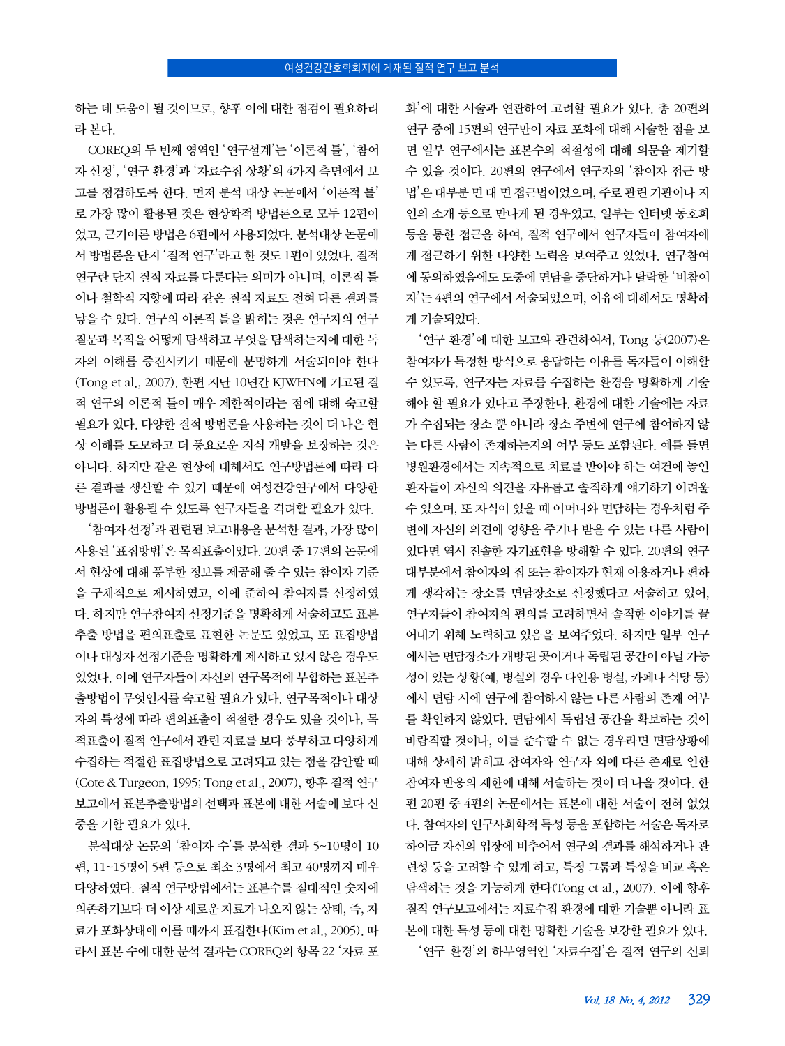하는 데 도움이 될 것이므로, 향후 이에 대한 점검이 필요하리라 본다.

COREQ의 두 번째 영역인 '연구설계'는 '이론적 틀', '참여자 선정', '연구 환경'과 '자료수집 상황'의 4가지 측면에서 보고를 점검하도록 한다. 먼저 분석 대상 논문에서 '이론적 틀'로 가장 많이 활용된 것은 현상학적 방법론으로 모두 12편이었고, 근거이론 방법은 6편에서 사용되었다. 분석대상 논문에서 방법론을 단지 '질적 연구'라고 한 것도 1편이 있었다. 질적 연구란 단지 질적 자료를 다룬다는 의미가 아니며, 이론적 틀이나 철학적 지향에 따라 같은 질적 자료도 전혀 다른 결과를 낳을 수 있다. 연구의 이론적 틀을 밝히는 것은 연구자의 연구질문과 목적을 어떻게 탐색하고 무엇을 탐색하는지에 대한 독자의 이해를 증진시키기 때문에 분명하게 서술되어야 한다(Tong et al., 2007). 한편 지난 10년간 KJWHN에 기고된 질적 연구의 이론적 틀이 매우 제한적이라는 점에 대해 숙고할 필요가 있다. 다양한 질적 방법론을 사용하는 것이 더 나은 현상 이해를 도모하고 더 풍요로운 지식 개발을 보장하는 것은 아니다. 하지만 같은 현상에 대해서도 연구방법론에 따라 다른 결과를 생산할 수 있기 때문에 여성건강연구에서 다양한 방법론이 활용될 수 있도록 연구자들을 격려할 필요가 있다.

'참여자 선정'과 관련된 보고내용을 분석한 결과, 가장 많이 사용된 '표집방법'은 목적표출이었다. 20편 중 17편의 논문에서 현상에 대해 풍부한 정보를 제공해 줄 수 있는 참여자 기준을 구체적으로 제시하였고, 이에 준하여 참여자를 선정하였다. 하지만 연구참여자 선정기준을 명확하게 서술하고도 표본추출 방법을 편의표출로 표현한 논문도 있었고, 또 표집방법이나 대상자 선정기준을 명확하게 제시하고 있지 않은 경우도 있었다. 이에 연구자들이 자신의 연구목적에 부합하는 표본추출방법이 무엇인지를 숙고할 필요가 있다. 연구목적이나 대상자의 특성에 따라 편의표출이 적절한 경우도 있을 것이나, 목적표출이 질적 연구에서 관련 자료를 보다 풍부하고 다양하게 수집하는 적절한 표집방법으로 고려되고 있는 점을 감안할 때(Cote & Turgeon, 1995; Tong et al., 2007), 향후 질적 연구 보고에서 표본추출방법의 선택과 표본에 대한 서술에 보다 신중을 기할 필요가 있다.

분석대상 논문의 '참여자 수'를 분석한 결과 5~10명이 10편, 11~15명이 5편 등으로 최소 3명에서 최고 40명까지 매우 다양하였다. 질적 연구방법에서는 표본수를 절대적인 숫자에 의존하기보다 더 이상 새로운 자료가 나오지 않는 상태, 즉, 자료가 포화상태에 이를 때까지 표집한다(Kim et al., 2005). 따라서 표본 수에 대한 분석 결과는 COREQ의 항목 22 '자료 포화'에 대한 서술과 연관하여 고려할 필요가 있다. 총 20편의 연구 중에 15편의 연구만이 자료 포화에 대해 서술한 점을 보면 일부 연구에서는 표본수의 적절성에 대해 의문을 제기할 수 있을 것이다. 20편의 연구에서 연구자의 '참여자 접근 방법'은 대부분 면 대 면 접근법이었으며, 주로 관련 기관이나 지인의 소개 등으로 만나게 된 경우였고, 일부는 인터넷 동호회 등을 통한 접근을 하여, 질적 연구에서 연구자들이 참여자에게 접근하기 위한 다양한 노력을 보여주고 있었다. 연구참여에 동의하였음에도 도중에 면담을 중단하거나 탈락한 '비참여자'는 4편의 연구에서 서술되었으며, 이유에 대해서도 명확하게 기술되었다.

'연구 환경'에 대한 보고와 관련하여서, Tong 등(2007)은 참여자가 특정한 방식으로 응답하는 이유를 독자들이 이해할 수 있도록, 연구자는 자료를 수집하는 환경을 명확하게 기술해야 할 필요가 있다고 주장한다. 환경에 대한 기술에는 자료가 수집되는 장소 뿐 아니라 장소 주변에 연구에 참여하지 않는 다른 사람이 존재하는지의 여부 등도 포함된다. 예를 들면 병원환경에서는 지속적으로 치료를 받아야 하는 여건에 놓인 환자들이 자신의 의견을 자유롭고 솔직하게 얘기하기 어려울 수 있으며, 또 자식이 있을 때 어머니와 면담하는 경우처럼 주변에 자신의 의견에 영향을 주거나 받을 수 있는 다른 사람이 있다면 역시 진솔한 자기표현을 방해할 수 있다. 20편의 연구 대부분에서 참여자의 집 또는 참여자가 현재 이용하거나 편하게 생각하는 장소를 면담장소로 선정했다고 서술하고 있어, 연구자들이 참여자의 편의를 고려하면서 솔직한 이야기를 끌어내기 위해 노력하고 있음을 보여주었다. 하지만 일부 연구에서는 면담장소가 개방된 곳이거나 독립된 공간이 아닐 가능성이 있는 상황(예, 병실의 경우 다인용 병실, 카페나 식당 등)에서 면담 시에 연구에 참여하지 않는 다른 사람의 존재 여부를 확인하지 않았다. 면담에서 독립된 공간을 확보하는 것이 바람직할 것이나, 이를 준수할 수 없는 경우라면 면담상황에 대해 상세히 밝히고 참여자와 연구자 외에 다른 존재로 인한 참여자 반응의 제한에 대해 서술하는 것이 더 나을 것이다. 한편 20편 중 4편의 논문에서는 표본에 대한 서술이 전혀 없었다. 참여자의 인구사회학적 특성 등을 포함하는 서술은 독자로 하여금 자신의 입장에 비추어서 연구의 결과를 해석하거나 관련성 등을 고려할 수 있게 하고, 특정 그룹과 특성을 비교 혹은 탐색하는 것을 가능하게 한다(Tong et al., 2007). 이에 향후 질적 연구보고에서는 자료수집 환경에 대한 기술뿐 아니라 표본에 대한 특성 등에 대한 명확한 기술을 보강할 필요가 있다.

'연구 환경'의 하부영역인 '자료수집'은 질적 연구의 신뢰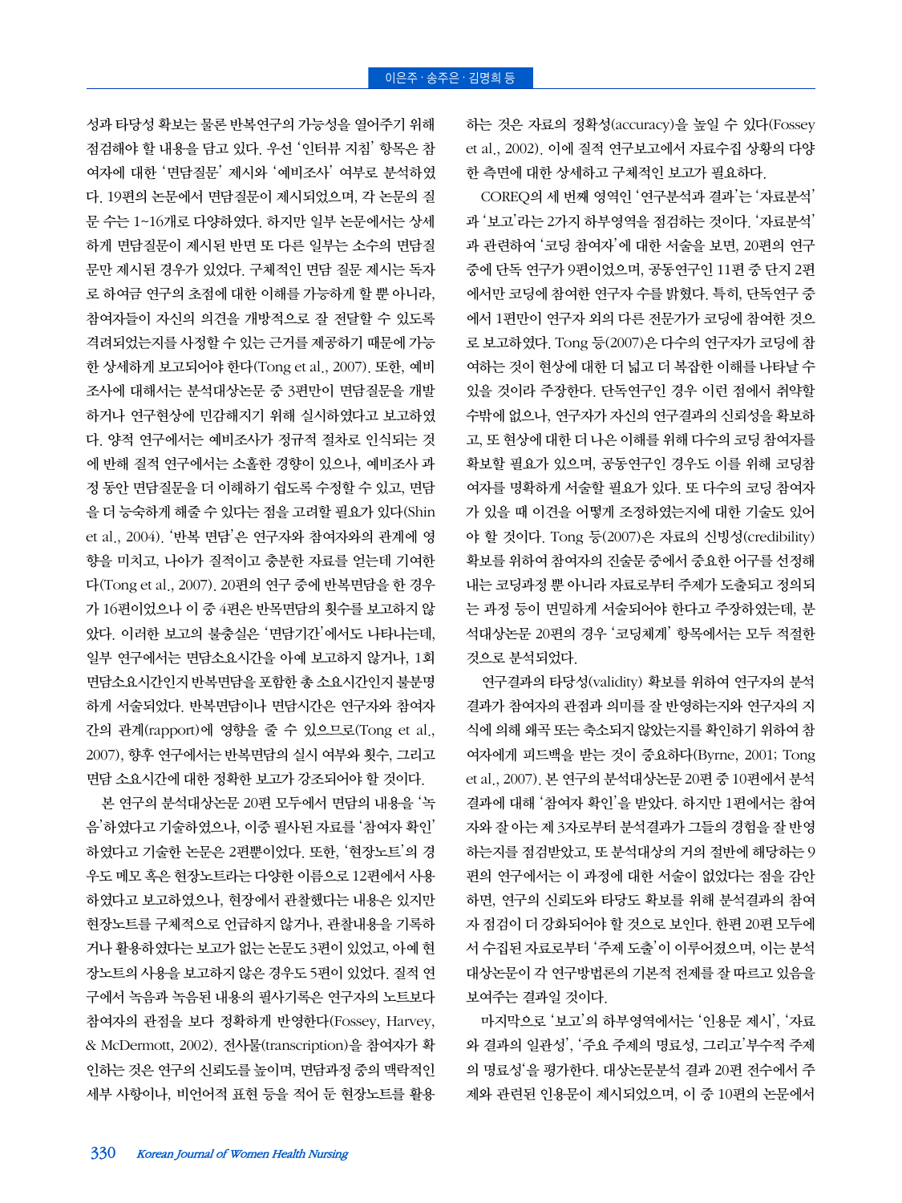성과 타당성 확보는 물론 반복연구의 가능성을 열어주기 위해 점검해야 할 내용을 담고 있다. 우선 '인터뷰 지침' 항목은 참여자에 대한 '면담질문' 제시와 '예비조사' 여부로 분석하였다. 19편의 논문에서 면담질문이 제시되었으며, 각 논문의 질문 수는 1~16개로 다양하였다. 하지만 일부 논문에서는 상세하게 면담질문이 제시된 반면 또 다른 일부는 소수의 면담질문만 제시된 경우가 있었다. 구체적인 면담 질문 제시는 독자로 하여금 연구의 초점에 대한 이해를 가능하게 할 뿐 아니라, 참여자들이 자신의 의견을 개방적으로 잘 전달할 수 있도록 격려되었는지를 사정할 수 있는 근거를 제공하기 때문에 가능한 상세하게 보고되어야 한다(Tong et al., 2007). 또한, 예비조사에 대해서는 분석대상논문 중 3편만이 면담질문을 개발하거나 연구현상에 민감해지기 위해 실시하였다고 보고하였다. 양적 연구에서는 예비조사가 정규적 절차로 인식되는 것에 반해 질적 연구에서는 소홀한 경향이 있으나, 예비조사 과정 동안 면담질문을 더 이해하기 쉽도록 수정할 수 있고, 면담을 더 능숙하게 해줄 수 있다는 점을 고려할 필요가 있다(Shin et al., 2004). '반복 면담'은 연구자와 참여자와의 관계에 영향을 미치고, 나아가 질적이고 충분한 자료를 얻는데 기여한다(Tong et al., 2007). 20편의 연구 중에 반복면담을 한 경우가 16편이었으나 이 중 4편은 반복면담의 횟수를 보고하지 않았다. 이러한 보고의 불충실은 '면담기간'에서도 나타나는데, 일부 연구에서는 면담소요시간을 아예 보고하지 않거나, 1회 면담소요시간인지 반복면담을 포함한 총 소요시간인지 불분명하게 서술되었다. 반복면담이나 면담시간은 연구자와 참여자 간의 관계(rapport)에 영향을 줄 수 있으므로(Tong et al., 2007), 향후 연구에서는 반복면담의 실시 여부와 횟수, 그리고 면담 소요시간에 대한 정확한 보고가 강조되어야 할 것이다.

본 연구의 분석대상논문 20편 모두에서 면담의 내용을 '녹음'하였다고 기술하였으나, 이중 필사된 자료를 '참여자 확인'하였다고 기술한 논문은 2편뿐이었다. 또한, '현장노트'의 경우도 메모 혹은 현장노트라는 다양한 이름으로 12편에서 사용하였다고 보고하였으나, 현장에서 관찰했다는 내용은 있지만 현장노트를 구체적으로 언급하지 않거나, 관찰내용을 기록하거나 활용하였다는 보고가 없는 논문도 3편이 있었고, 아예 현장노트의 사용을 보고하지 않은 경우도 5편이 있었다. 질적 연구에서 녹음과 녹음된 내용의 필사기록은 연구자의 노트보다 참여자의 관점을 보다 정확하게 반영한다(Fossey, Harvey, & McDermott, 2002). 전사물(transcription)을 참여자가 확인하는 것은 연구의 신뢰도를 높이며, 면담과정 중의 맥락적인 세부 사항이나, 비언어적 표현 등을 적어 둔 현장노트를 활용하는 것은 자료의 정확성(accuracy)을 높일 수 있다(Fossey et al., 2002). 이에 질적 연구보고에서 자료수집 상황의 다양한 측면에 대한 상세하고 구체적인 보고가 필요하다.

COREQ의 세 번째 영역인 '연구분석과 결과'는 '자료분석'과 '보고'라는 2가지 하부영역을 점검하는 것이다. '자료분석'과 관련하여 '코딩 참여자'에 대한 서술을 보면, 20편의 연구 중에 단독 연구가 9편이었으며, 공동연구인 11편 중 단지 2편에서만 코딩에 참여한 연구자 수를 밝혔다. 특히, 단독연구 중에서 1편만이 연구자 외의 다른 전문가가 코딩에 참여한 것으로 보고하였다. Tong 등(2007)은 다수의 연구자가 코딩에 참여하는 것이 현상에 대한 더 넓고 더 복잡한 이해를 나타날 수 있을 것이라 주장한다. 단독연구인 경우 이런 점에서 취약할 수밖에 없으나, 연구자가 자신의 연구결과의 신뢰성을 확보하고, 또 현상에 대한 더 나은 이해를 위해 다수의 코딩 참여자를 확보할 필요가 있으며, 공동연구인 경우도 이를 위해 코딩참여자를 명확하게 서술할 필요가 있다. 또 다수의 코딩 참여자가 있을 때 이견을 어떻게 조정하였는지에 대한 기술도 있어야 할 것이다. Tong 등(2007)은 자료의 신빙성(credibility) 확보를 위하여 참여자의 진술문 중에서 중요한 어구를 선정해내는 코딩과정 뿐 아니라 자료로부터 주제가 도출되고 정의되는 과정 등이 면밀하게 서술되어야 한다고 주장하였는데, 분석대상논문 20편의 경우 '코딩체계' 항목에서는 모두 적절한 것으로 분석되었다.

연구결과의 타당성(validity) 확보를 위하여 연구자의 분석결과가 참여자의 관점과 의미를 잘 반영하는지와 연구자의 지식에 의해 왜곡 또는 축소되지 않았는지를 확인하기 위하여 참여자에게 피드백을 받는 것이 중요하다(Byrne, 2001; Tong et al., 2007). 본 연구의 분석대상논문 20편 중 10편에서 분석결과에 대해 '참여자 확인'을 받았다. 하지만 1편에서는 참여자와 잘 아는 제 3자로부터 분석결과가 그들의 경험을 잘 반영하는지를 점검받았고, 또 분석대상의 거의 절반에 해당하는 9편의 연구에서는 이 과정에 대한 서술이 없었다는 점을 감안하면, 연구의 신뢰도와 타당도 확보를 위해 분석결과의 참여자 점검이 더 강화되어야 할 것으로 보인다. 한편 20편 모두에서 수집된 자료로부터 '주제 도출'이 이루어졌으며, 이는 분석대상논문이 각 연구방법론의 기본적 전제를 잘 따르고 있음을 보여주는 결과일 것이다.

마지막으로 '보고'의 하부영역에서는 '인용문 제시', '자료와 결과의 일관성', '주요 주제의 명료성, 그리고' 부수적 주제의 명료성'을 평가한다. 대상논문분석 결과 20편 전수에서 주제와 관련된 인용문이 제시되었으며, 이 중 10편의 논문에서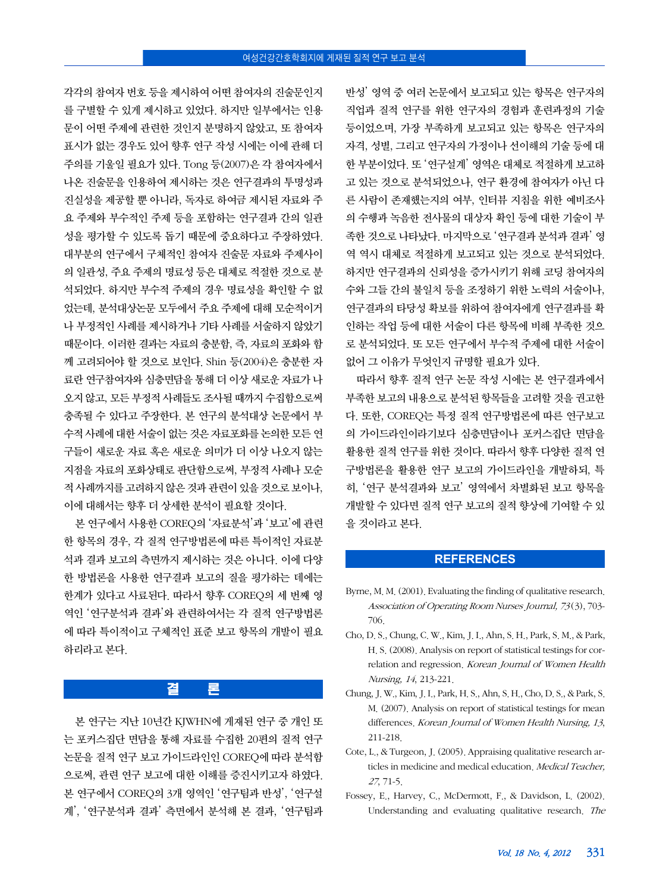각각의 참여자 번호 등을 제시하여 어떤 참여자의 진술문인지를 구별할 수 있게 제시하고 있었다. 하지만 일부에서는 인용문이 어떤 주제에 관련한 것인지 분명하지 않았고, 또 참여자 표시가 없는 경우도 있어 향후 연구 작성 시에는 이에 관해 더 주의를 기울일 필요가 있다. Tong 등(2007)은 각 참여자에서 나온 진술문을 인용하여 제시하는 것은 연구결과의 투명성과 진실성을 제공할 뿐 아니라, 독자로 하여금 제시된 자료와 주요 주제와 부수적인 주제 등을 포함하는 연구결과 간의 일관성을 평가할 수 있도록 돕기 때문에 중요하다고 주장하였다. 대부분의 연구에서 구체적인 참여자 진술문 자료와 주제사이의 일관성, 주요 주제의 명료성 등은 대체로 적절한 것으로 분석되었다. 하지만 부수적 주제의 경우 명료성을 확인할 수 없었는데, 분석대상논문 모두에서 주요 주제에 대해 모순적이거나 부정적인 사례를 제시하거나 기타 사례를 서술하지 않았기 때문이다. 이러한 결과는 자료의 충분함, 즉, 자료의 포화와 함께 고려되어야 할 것으로 보인다. Shin 등(2004)은 충분한 자료란 연구참여자와 심층면담을 통해 더 이상 새로운 자료가 나오지 않고, 모든 부정적 사례들도 조사될 때까지 수집함으로써 충족될 수 있다고 주장한다. 본 연구의 분석대상 논문에서 부수적 사례에 대한 서술이 없는 것은 자료포화를 논의한 모든 연구들이 새로운 자료 혹은 새로운 의미가 더 이상 나오지 않는 지점을 자료의 포화상태로 판단함으로써, 부정적 사례나 모순적 사례까지를 고려하지 않은 것과 관련이 있을 것으로 보이나, 이에 대해서는 향후 더 상세한 분석이 필요할 것이다.

본 연구에서 사용한 COREQ의 '자료분석'과 '보고'에 관련한 항목의 경우, 각 질적 연구방법론에 따른 특이적인 자료분석과 결과 보고의 측면까지 제시하는 것은 아니다. 이에 다양한 방법론을 사용한 연구결과 보고의 질을 평가하는 데에는 한계가 있다고 사료된다. 따라서 향후 COREQ의 세 번째 영역인 '연구분석과 결과'와 관련하여서는 각 질적 연구방법론에 따라 특이적이고 구체적인 표준 보고 항목의 개발이 필요하리라고 본다.

## 결 론

본 연구는 지난 10년간 KJWHN에 게재된 연구 중 개인 또는 포커스집단 면담을 통해 자료를 수집한 20편의 질적 연구 논문을 질적 연구 보고 가이드라인인 COREQ에 따라 분석함으로써, 관련 연구 보고에 대한 이해를 증진시키고자 하였다. 본 연구에서 COREQ의 3개 영역인 '연구팀과 반성', '연구설계', '연구분석과 결과' 측면에서 분석해 본 결과, '연구팀과 반성' 영역 중 여러 논문에서 보고되고 있는 항목은 연구자의 직업과 질적 연구를 위한 연구자의 경험과 훈련과정의 기술 등이었으며, 가장 부족하게 보고되고 있는 항목은 연구자의 자격, 성별, 그리고 연구자의 가정이나 선이해의 기술 등에 대한 부분이었다. 또 '연구설계' 영역은 대체로 적절하게 보고하고 있는 것으로 분석되었으나, 연구 환경에 참여자가 아닌 다른 사람이 존재했는지의 여부, 인터뷰 지침을 위한 예비조사의 수행과 녹음한 전사물의 대상자 확인 등에 대한 기술이 부족한 것으로 나타났다. 마지막으로 '연구결과 분석과 결과' 영역 역시 대체로 적절하게 보고되고 있는 것으로 분석되었다. 하지만 연구결과의 신뢰성을 증가시키기 위해 코딩 참여자의 수와 그들 간의 불일치 등을 조정하기 위한 노력의 서술이나, 연구결과의 타당성 확보를 위하여 참여자에게 연구결과를 확인하는 작업 등에 대한 서술이 다른 항목에 비해 부족한 것으로 분석되었다. 또 모든 연구에서 부수적 주제에 대한 서술이 없어 그 이유가 무엇인지 규명할 필요가 있다.

따라서 향후 질적 연구 논문 작성 시에는 본 연구결과에서 부족한 보고의 내용으로 분석된 항목들을 고려할 것을 권고한다. 또한, COREQ는 특정 질적 연구방법론에 따른 연구보고의 가이드라인이라기보다 심층면담이나 포커스집단 면담을 활용한 질적 연구를 위한 것이다. 따라서 향후 다양한 질적 연구방법론을 활용한 연구 보고의 가이드라인을 개발하되, 특히, '연구 분석결과와 보고' 영역에서 차별화된 보고 항목을 개발할 수 있다면 질적 연구 보고의 질적 향상에 기여할 수 있을 것이라고 본다.

## REFERENCES

Byrne, M. M. (2001). Evaluating the finding of qualitative research. *Association of Operating Room Nurses Journal, 73*(3), 703-706.

Cho, D. S., Chung, C. W., Kim, J. I., Ahn, S. H., Park, S. M., & Park, H. S. (2008). Analysis on report of statistical testings for correlation and regression. *Korean Journal of Women Health Nursing, 14*, 213-221.

Chung, J. W., Kim, J. I., Park, H. S., Ahn, S. H., Cho, D. S., & Park, S. M. (2007). Analysis on report of statistical testings for mean differences. *Korean Journal of Women Health Nursing, 13*, 211-218.

Cote, L., & Turgeon, J. (2005). Appraising qualitative research articles in medicine and medical education. *Medical Teacher, 27*, 71-5.

Fossey, E., Harvey, C., McDermott, F., & Davidson, L. (2002). Understanding and evaluating qualitative research. *The*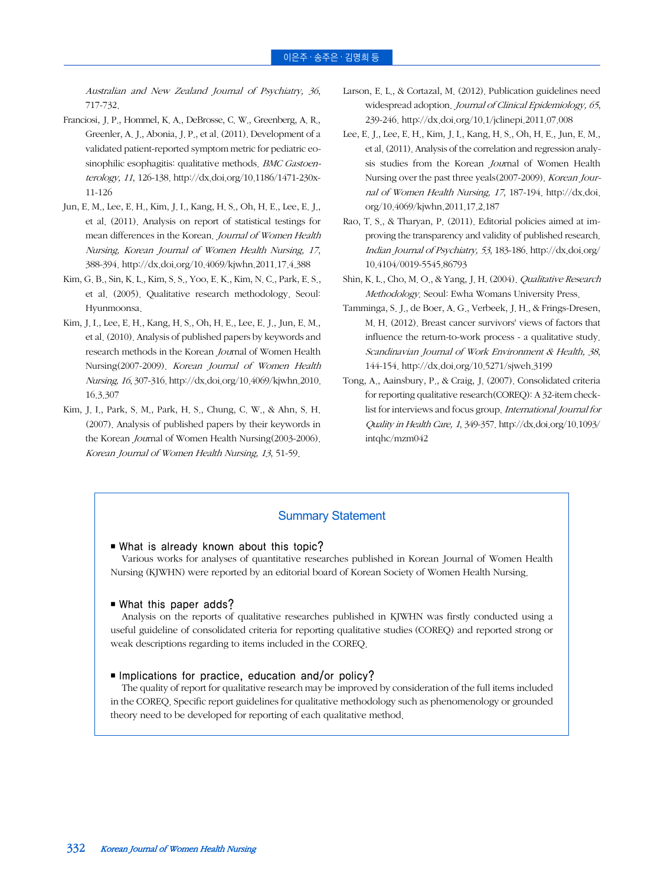*Australian and New Zealand Journal of Psychiatry, 36*, 717-732.

Franciosi, J. P., Hommel, K. A., DeBrosse, C. W., Greenberg, A. R., Greenler, A. J., Abonia, J. P., et al. (2011). Development of a validated patient-reported symptom metric for pediatric eosinophilic esophagitis: qualitative methods. *BMC Gastoenterology, 11*, 126-138. http://dx.doi.org/10.1186/1471-230x-11-126

Jun, E. M., Lee, E. H., Kim, J. I., Kang, H. S., Oh, H. E., Lee, E. J., et al. (2011). Analysis on report of statistical testings for mean differences in the Korean. *Journal of Women Health Nursing, Korean Journal of Women Health Nursing, 17*, 388-394. http://dx.doi.org/10.4069/kjwhn.2011.17.4.388

Kim, G. B., Sin, K. L., Kim, S. S., Yoo, E. K., Kim, N. C., Park, E. S., et al. (2005). Qualitative research methodology. Seoul: Hyunmoonsa.

Kim, J. I., Lee, E. H., Kang, H. S., Oh, H. E., Lee, E. J., Jun, E. M., et al. (2010). Analysis of published papers by keywords and research methods in the Korean *Jou*rnal of Women Health Nursing(2007-2009). *Korean Journal of Women Health Nursing, 16*, 307-316. http://dx.doi.org/10.4069/kjwhn.2010.16.3.307

Kim, J. I., Park, S. M., Park, H. S., Chung, C. W., & Ahn, S. H. (2007). Analysis of published papers by their keywords in the Korean *Jou*rnal of Women Health Nursing(2003-2006). *Korean Journal of Women Health Nursing, 13*, 51-59.

Larson, E. L., & Cortazal, M. (2012). Publication guidelines need widespread adoption. *Journal of Clinical Epidemiology, 65*, 239-246. http://dx.doi.org/10.1/jclinepi.2011.07.008

Lee, E. J., Lee, E. H., Kim, J. I., Kang, H. S., Oh, H. E., Jun, E. M., et al. (2011). Analysis of the correlation and regression analysis studies from the Korean *Jou*rnal of Women Health Nursing over the past three yeals(2007-2009). *Korean Journal of Women Health Nursing, 17*, 187-194. http://dx.doi.org/10.4069/kjwhn.2011.17.2.187

Rao, T. S., & Tharyan, P. (2011). Editorial policies aimed at improving the transparency and validity of published research. *Indian Journal of Psychiatry, 53*, 183-186. http://dx.doi.org/10.4104/0019-5545.86793

Shin, K. L., Cho, M. O., & Yang, J. H. (2004). *Qualitative Research Methodology*. Seoul: Ewha Womans University Press.

Tamminga, S. J., de Boer, A. G., Verbeek, J. H., & Frings-Dresen, M. H. (2012). Breast cancer survivors' views of factors that influence the return-to-work process - a qualitative study. *Scandinavian Journal of Work Environment & Health, 38*, 144-154. http://dx.doi.org/10.5271/sjweh.3199

Tong, A., Aainsbury, P., & Craig, J. (2007). Consolidated criteria for reporting qualitative research(COREQ): A 32-item checklist for interviews and focus group. *International Journal for Quality in Health Care, 1*, 349-357. http://dx.doi.org/10.1093/intqhc/mzm042

## Summary Statement

- **What is already known about this topic?**

  Various works for analyses of quantitative researches published in Korean Journal of Women Health Nursing (KJWHN) were reported by an editorial board of Korean Society of Women Health Nursing.

- **What this paper adds?**

  Analysis on the reports of qualitative researches published in KJWHN was firstly conducted using a useful guideline of consolidated criteria for reporting qualitative studies (COREQ) and reported strong or weak descriptions regarding to items included in the COREQ.

- **Implications for practice, education and/or policy?**

  The quality of report for qualitative research may be improved by consideration of the full items included in the COREQ. Specific report guidelines for qualitative methodology such as phenomenology or grounded theory need to be developed for reporting of each qualitative method.